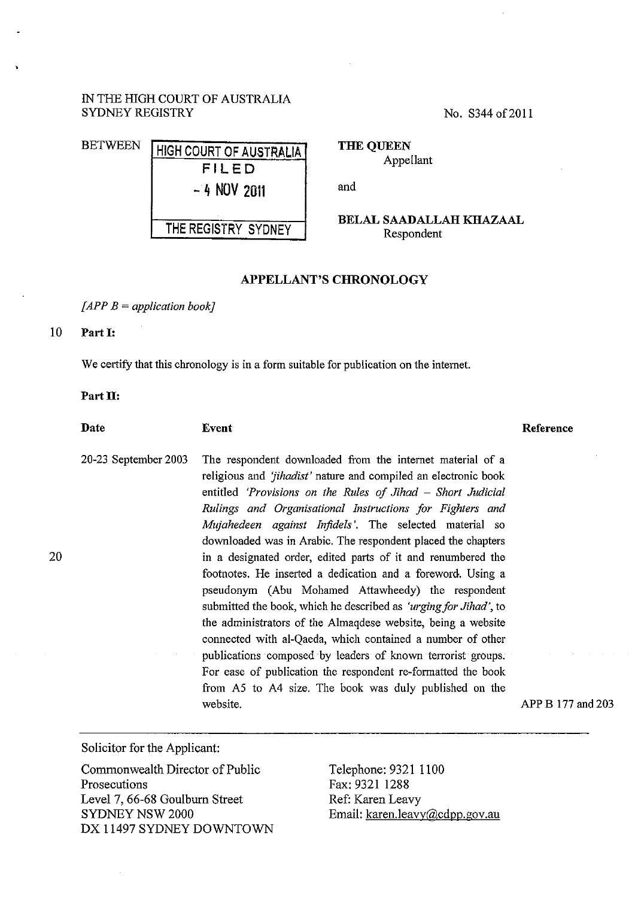IN THE HIGH COURT OF AUSTRALIA
SYDNEY REGISTRY

No. S344 of 2011

BETWEEN

HIGH COURT OF AUSTRALIA
FILED
- 4 NOV 2011
THE REGISTRY SYDNEY

**THE QUEEN**
Appellant

and

**BELAL SAADALLAH KHAZAAL**
Respondent

## APPELLANT'S CHRONOLOGY

*[APP B = application book]*

**Part I:**

We certify that this chronology is in a form suitable for publication on the internet.

**Part II:**

| Date | Event | Reference |
|---|---|---|
| 20-23 September 2003 | The respondent downloaded from the internet material of a religious and *'jihadist'* nature and compiled an electronic book entitled *'Provisions on the Rules of Jihad – Short Judicial Rulings and Organisational Instructions for Fighters and Mujahedeen against Infidels'*. The selected material so downloaded was in Arabic. The respondent placed the chapters in a designated order, edited parts of it and renumbered the footnotes. He inserted a dedication and a foreword. Using a pseudonym (Abu Mohamed Attawheedy) the respondent submitted the book, which he described as *'urging for Jihad'*, to the administrators of the Almaqdese website, being a website connected with al-Qaeda, which contained a number of other publications composed by leaders of known terrorist groups. For ease of publication the respondent re-formatted the book from A5 to A4 size. The book was duly published on the website. | APP B 177 and 203 |

Solicitor for the Applicant:

Commonwealth Director of Public Prosecutions
Level 7, 66-68 Goulburn Street
SYDNEY NSW 2000
DX 11497 SYDNEY DOWNTOWN

Telephone: 9321 1100
Fax: 9321 1288
Ref: Karen Leavy
Email: karen.leavy@cdpp.gov.au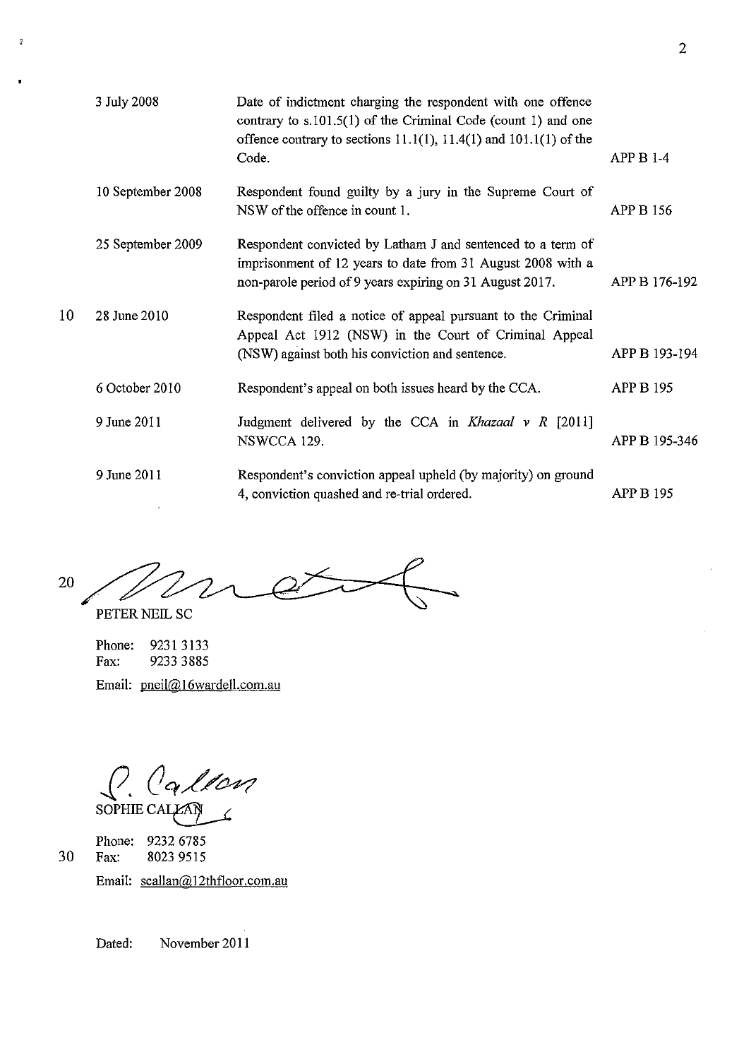| | | |
|---|---|---|
| 3 July 2008 | Date of indictment charging the respondent with one offence contrary to s.101.5(1) of the Criminal Code (count 1) and one offence contrary to sections 11.1(1), 11.4(1) and 101.1(1) of the Code. | APP B 1-4 |
| 10 September 2008 | Respondent found guilty by a jury in the Supreme Court of NSW of the offence in count 1. | APP B 156 |
| 25 September 2009 | Respondent convicted by Latham J and sentenced to a term of imprisonment of 12 years to date from 31 August 2008 with a non-parole period of 9 years expiring on 31 August 2017. | APP B 176-192 |
| 28 June 2010 | Respondent filed a notice of appeal pursuant to the Criminal Appeal Act 1912 (NSW) in the Court of Criminal Appeal (NSW) against both his conviction and sentence. | APP B 193-194 |
| 6 October 2010 | Respondent's appeal on both issues heard by the CCA. | APP B 195 |
| 9 June 2011 | Judgment delivered by the CCA in *Khazaal v R* [2011] NSWCCA 129. | APP B 195-346 |
| 9 June 2011 | Respondent's conviction appeal upheld (by majority) on ground 4, conviction quashed and re-trial ordered. | APP B 195 |

PETER NEIL SC

Phone: 9231 3133
Fax: 9233 3885
Email: pneil@16wardell.com.au

SOPHIE CALLAN

Phone: 9232 6785
Fax: 8023 9515
Email: scallan@12thfloor.com.au

Dated: November 2011